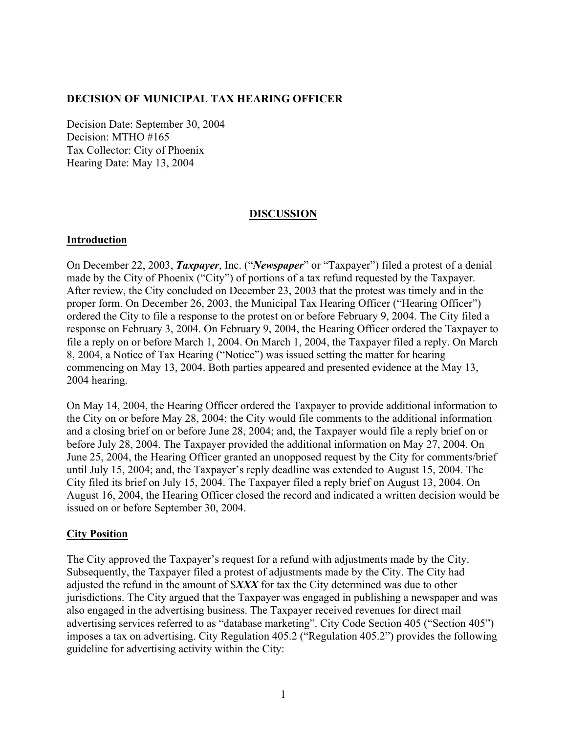**DECISION OF MUNICIPAL TAX HEARING OFFICER**

Decision Date: September 30, 2004
Decision: MTHO #165
Tax Collector: City of Phoenix
Hearing Date: May 13, 2004

## DISCUSSION

### Introduction

On December 22, 2003, ***Taxpayer***, Inc. ("***Newspaper***" or "Taxpayer") filed a protest of a denial made by the City of Phoenix ("City") of portions of a tax refund requested by the Taxpayer. After review, the City concluded on December 23, 2003 that the protest was timely and in the proper form. On December 26, 2003, the Municipal Tax Hearing Officer ("Hearing Officer") ordered the City to file a response to the protest on or before February 9, 2004. The City filed a response on February 3, 2004. On February 9, 2004, the Hearing Officer ordered the Taxpayer to file a reply on or before March 1, 2004. On March 1, 2004, the Taxpayer filed a reply. On March 8, 2004, a Notice of Tax Hearing ("Notice") was issued setting the matter for hearing commencing on May 13, 2004. Both parties appeared and presented evidence at the May 13, 2004 hearing.

On May 14, 2004, the Hearing Officer ordered the Taxpayer to provide additional information to the City on or before May 28, 2004; the City would file comments to the additional information and a closing brief on or before June 28, 2004; and, the Taxpayer would file a reply brief on or before July 28, 2004. The Taxpayer provided the additional information on May 27, 2004. On June 25, 2004, the Hearing Officer granted an unopposed request by the City for comments/brief until July 15, 2004; and, the Taxpayer's reply deadline was extended to August 15, 2004. The City filed its brief on July 15, 2004. The Taxpayer filed a reply brief on August 13, 2004. On August 16, 2004, the Hearing Officer closed the record and indicated a written decision would be issued on or before September 30, 2004.

### City Position

The City approved the Taxpayer's request for a refund with adjustments made by the City. Subsequently, the Taxpayer filed a protest of adjustments made by the City. The City had adjusted the refund in the amount of $***XXX*** for tax the City determined was due to other jurisdictions. The City argued that the Taxpayer was engaged in publishing a newspaper and was also engaged in the advertising business. The Taxpayer received revenues for direct mail advertising services referred to as "database marketing". City Code Section 405 ("Section 405") imposes a tax on advertising. City Regulation 405.2 ("Regulation 405.2") provides the following guideline for advertising activity within the City: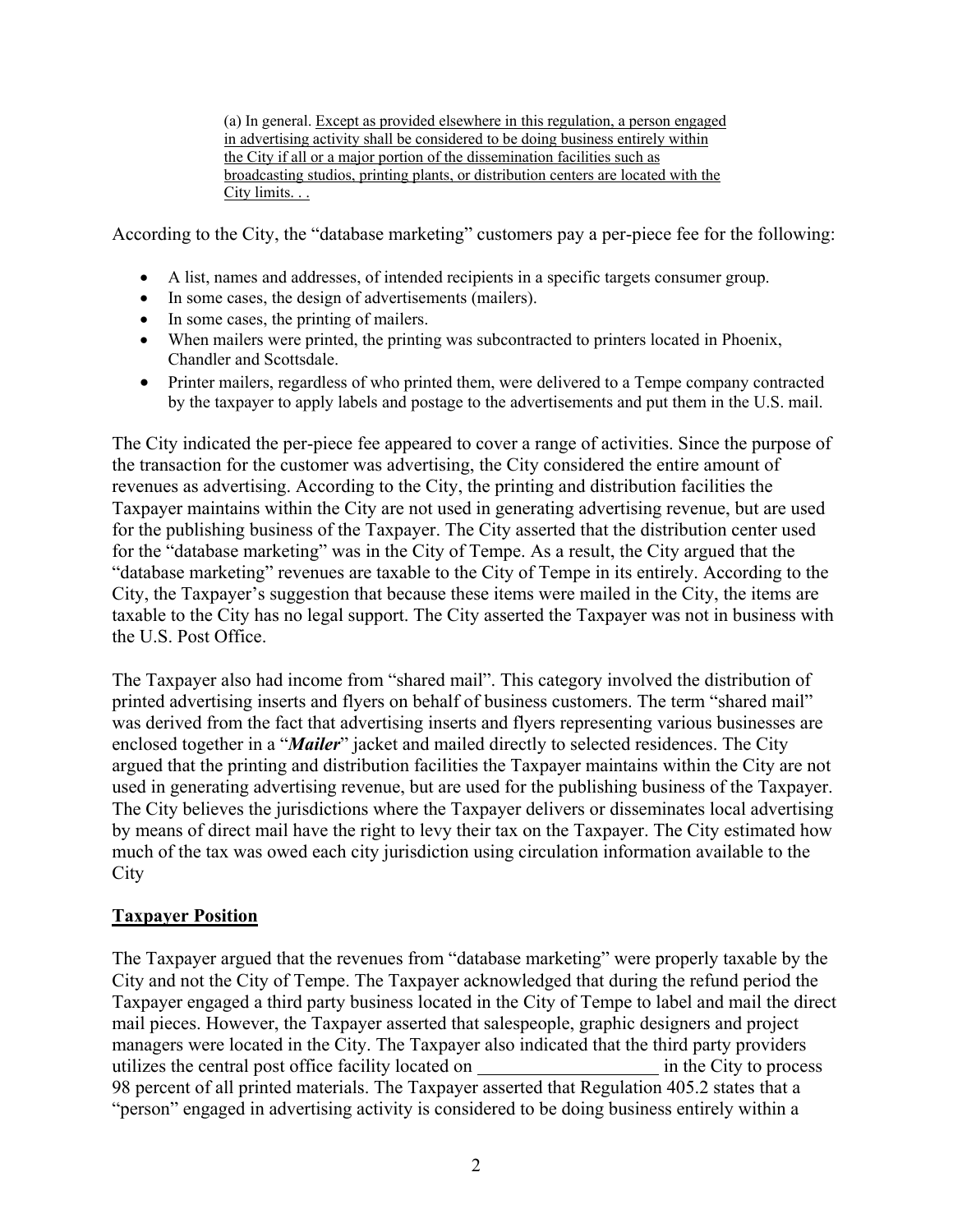> (a) In general. <u>Except as provided elsewhere in this regulation, a person engaged in advertising activity shall be considered to be doing business entirely within the City if all or a major portion of the dissemination facilities such as broadcasting studios, printing plants, or distribution centers are located with the City limits. . .</u>

According to the City, the "database marketing" customers pay a per-piece fee for the following:

- A list, names and addresses, of intended recipients in a specific targets consumer group.
- In some cases, the design of advertisements (mailers).
- In some cases, the printing of mailers.
- When mailers were printed, the printing was subcontracted to printers located in Phoenix, Chandler and Scottsdale.
- Printer mailers, regardless of who printed them, were delivered to a Tempe company contracted by the taxpayer to apply labels and postage to the advertisements and put them in the U.S. mail.

The City indicated the per-piece fee appeared to cover a range of activities. Since the purpose of the transaction for the customer was advertising, the City considered the entire amount of revenues as advertising. According to the City, the printing and distribution facilities the Taxpayer maintains within the City are not used in generating advertising revenue, but are used for the publishing business of the Taxpayer. The City asserted that the distribution center used for the "database marketing" was in the City of Tempe. As a result, the City argued that the "database marketing" revenues are taxable to the City of Tempe in its entirely. According to the City, the Taxpayer's suggestion that because these items were mailed in the City, the items are taxable to the City has no legal support. The City asserted the Taxpayer was not in business with the U.S. Post Office.

The Taxpayer also had income from "shared mail". This category involved the distribution of printed advertising inserts and flyers on behalf of business customers. The term "shared mail" was derived from the fact that advertising inserts and flyers representing various businesses are enclosed together in a "***Mailer***" jacket and mailed directly to selected residences. The City argued that the printing and distribution facilities the Taxpayer maintains within the City are not used in generating advertising revenue, but are used for the publishing business of the Taxpayer. The City believes the jurisdictions where the Taxpayer delivers or disseminates local advertising by means of direct mail have the right to levy their tax on the Taxpayer. The City estimated how much of the tax was owed each city jurisdiction using circulation information available to the City

## <u>Taxpayer Position</u>

The Taxpayer argued that the revenues from "database marketing" were properly taxable by the City and not the City of Tempe. The Taxpayer acknowledged that during the refund period the Taxpayer engaged a third party business located in the City of Tempe to label and mail the direct mail pieces. However, the Taxpayer asserted that salespeople, graphic designers and project managers were located in the City. The Taxpayer also indicated that the third party providers utilizes the central post office facility located on ____________________ in the City to process 98 percent of all printed materials. The Taxpayer asserted that Regulation 405.2 states that a "person" engaged in advertising activity is considered to be doing business entirely within a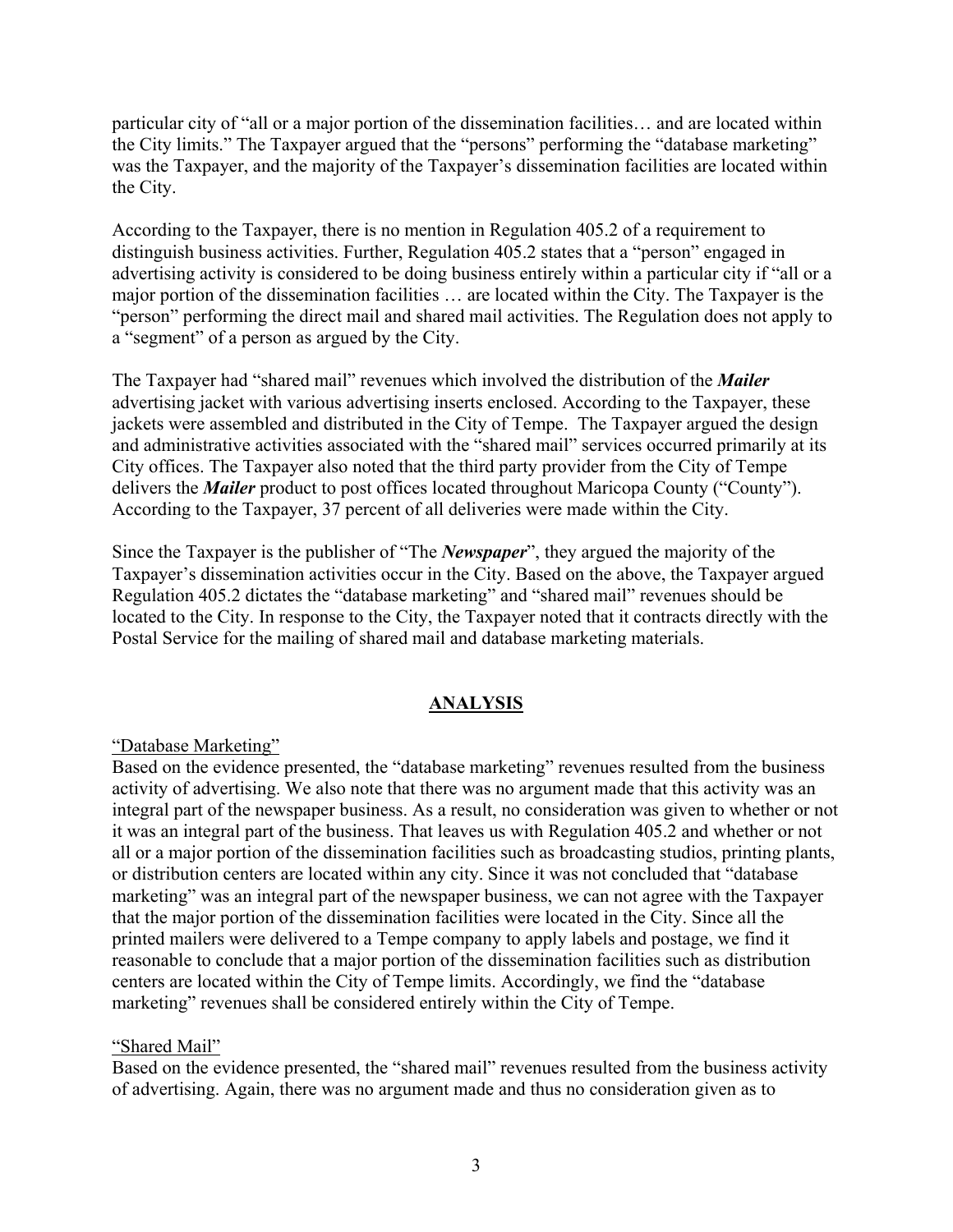particular city of "all or a major portion of the dissemination facilities… and are located within the City limits." The Taxpayer argued that the "persons" performing the "database marketing" was the Taxpayer, and the majority of the Taxpayer's dissemination facilities are located within the City.

According to the Taxpayer, there is no mention in Regulation 405.2 of a requirement to distinguish business activities. Further, Regulation 405.2 states that a "person" engaged in advertising activity is considered to be doing business entirely within a particular city if "all or a major portion of the dissemination facilities … are located within the City. The Taxpayer is the "person" performing the direct mail and shared mail activities. The Regulation does not apply to a "segment" of a person as argued by the City.

The Taxpayer had "shared mail" revenues which involved the distribution of the ***Mailer*** advertising jacket with various advertising inserts enclosed. According to the Taxpayer, these jackets were assembled and distributed in the City of Tempe. The Taxpayer argued the design and administrative activities associated with the "shared mail" services occurred primarily at its City offices. The Taxpayer also noted that the third party provider from the City of Tempe delivers the ***Mailer*** product to post offices located throughout Maricopa County ("County"). According to the Taxpayer, 37 percent of all deliveries were made within the City.

Since the Taxpayer is the publisher of "The ***Newspaper***", they argued the majority of the Taxpayer's dissemination activities occur in the City. Based on the above, the Taxpayer argued Regulation 405.2 dictates the "database marketing" and "shared mail" revenues should be located to the City. In response to the City, the Taxpayer noted that it contracts directly with the Postal Service for the mailing of shared mail and database marketing materials.

## ANALYSIS

"Database Marketing"

Based on the evidence presented, the "database marketing" revenues resulted from the business activity of advertising. We also note that there was no argument made that this activity was an integral part of the newspaper business. As a result, no consideration was given to whether or not it was an integral part of the business. That leaves us with Regulation 405.2 and whether or not all or a major portion of the dissemination facilities such as broadcasting studios, printing plants, or distribution centers are located within any city. Since it was not concluded that "database marketing" was an integral part of the newspaper business, we can not agree with the Taxpayer that the major portion of the dissemination facilities were located in the City. Since all the printed mailers were delivered to a Tempe company to apply labels and postage, we find it reasonable to conclude that a major portion of the dissemination facilities such as distribution centers are located within the City of Tempe limits. Accordingly, we find the "database marketing" revenues shall be considered entirely within the City of Tempe.

"Shared Mail"

Based on the evidence presented, the "shared mail" revenues resulted from the business activity of advertising. Again, there was no argument made and thus no consideration given as to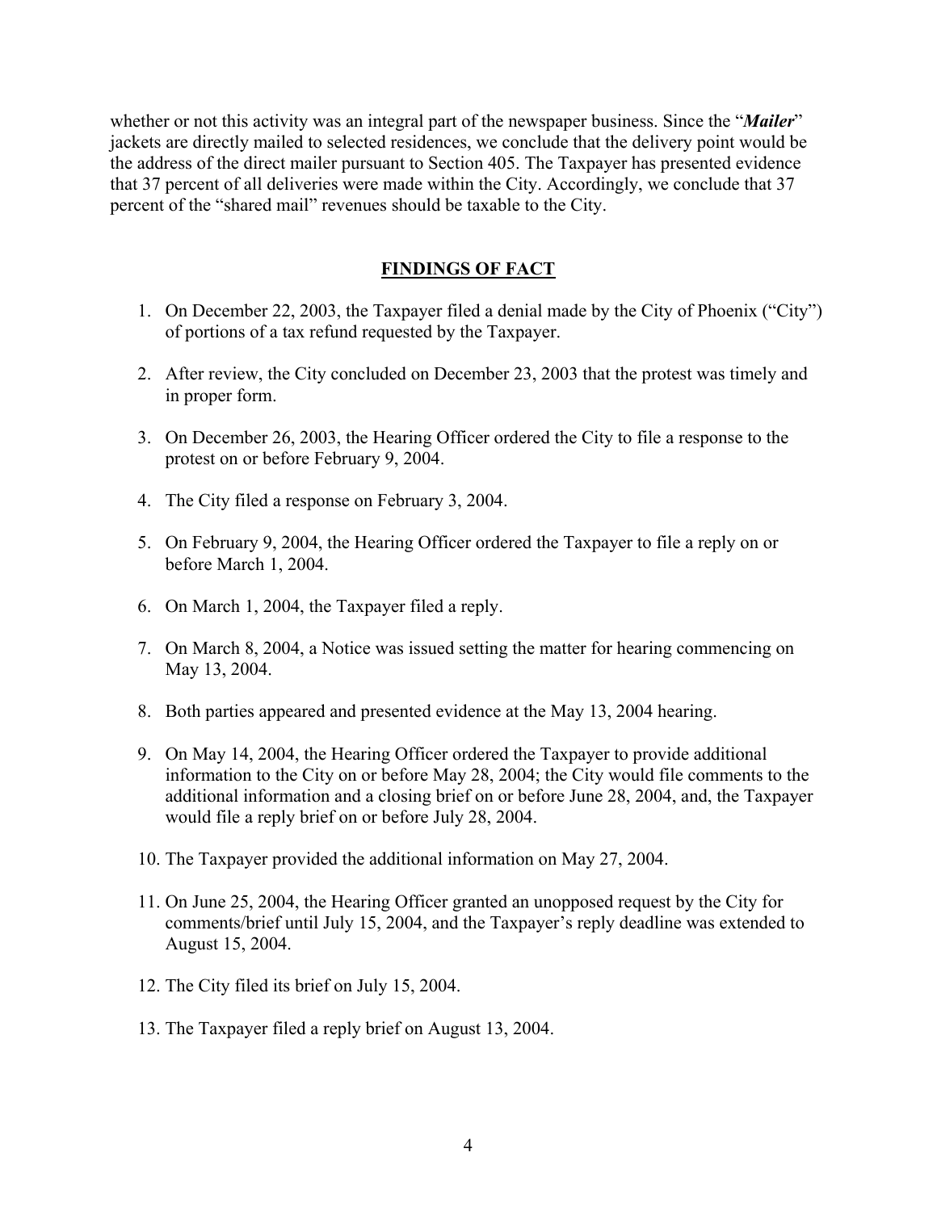whether or not this activity was an integral part of the newspaper business. Since the "***Mailer***" jackets are directly mailed to selected residences, we conclude that the delivery point would be the address of the direct mailer pursuant to Section 405. The Taxpayer has presented evidence that 37 percent of all deliveries were made within the City. Accordingly, we conclude that 37 percent of the "shared mail" revenues should be taxable to the City.

## FINDINGS OF FACT

1. On December 22, 2003, the Taxpayer filed a denial made by the City of Phoenix ("City") of portions of a tax refund requested by the Taxpayer.

2. After review, the City concluded on December 23, 2003 that the protest was timely and in proper form.

3. On December 26, 2003, the Hearing Officer ordered the City to file a response to the protest on or before February 9, 2004.

4. The City filed a response on February 3, 2004.

5. On February 9, 2004, the Hearing Officer ordered the Taxpayer to file a reply on or before March 1, 2004.

6. On March 1, 2004, the Taxpayer filed a reply.

7. On March 8, 2004, a Notice was issued setting the matter for hearing commencing on May 13, 2004.

8. Both parties appeared and presented evidence at the May 13, 2004 hearing.

9. On May 14, 2004, the Hearing Officer ordered the Taxpayer to provide additional information to the City on or before May 28, 2004; the City would file comments to the additional information and a closing brief on or before June 28, 2004, and, the Taxpayer would file a reply brief on or before July 28, 2004.

10. The Taxpayer provided the additional information on May 27, 2004.

11. On June 25, 2004, the Hearing Officer granted an unopposed request by the City for comments/brief until July 15, 2004, and the Taxpayer's reply deadline was extended to August 15, 2004.

12. The City filed its brief on July 15, 2004.

13. The Taxpayer filed a reply brief on August 13, 2004.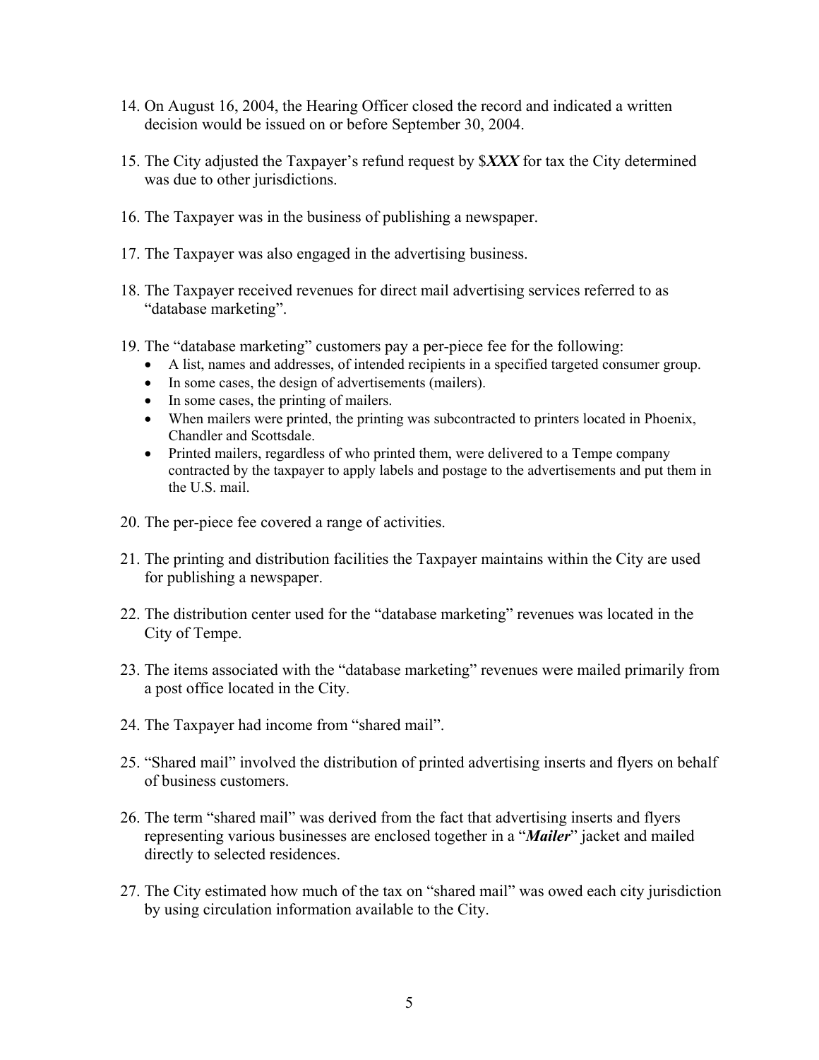14. On August 16, 2004, the Hearing Officer closed the record and indicated a written decision would be issued on or before September 30, 2004.

15. The City adjusted the Taxpayer's refund request by $***XXX*** for tax the City determined was due to other jurisdictions.

16. The Taxpayer was in the business of publishing a newspaper.

17. The Taxpayer was also engaged in the advertising business.

18. The Taxpayer received revenues for direct mail advertising services referred to as "database marketing".

19. The "database marketing" customers pay a per-piece fee for the following:
    - A list, names and addresses, of intended recipients in a specified targeted consumer group.
    - In some cases, the design of advertisements (mailers).
    - In some cases, the printing of mailers.
    - When mailers were printed, the printing was subcontracted to printers located in Phoenix, Chandler and Scottsdale.
    - Printed mailers, regardless of who printed them, were delivered to a Tempe company contracted by the taxpayer to apply labels and postage to the advertisements and put them in the U.S. mail.

20. The per-piece fee covered a range of activities.

21. The printing and distribution facilities the Taxpayer maintains within the City are used for publishing a newspaper.

22. The distribution center used for the "database marketing" revenues was located in the City of Tempe.

23. The items associated with the "database marketing" revenues were mailed primarily from a post office located in the City.

24. The Taxpayer had income from "shared mail".

25. "Shared mail" involved the distribution of printed advertising inserts and flyers on behalf of business customers.

26. The term "shared mail" was derived from the fact that advertising inserts and flyers representing various businesses are enclosed together in a "***Mailer***" jacket and mailed directly to selected residences.

27. The City estimated how much of the tax on "shared mail" was owed each city jurisdiction by using circulation information available to the City.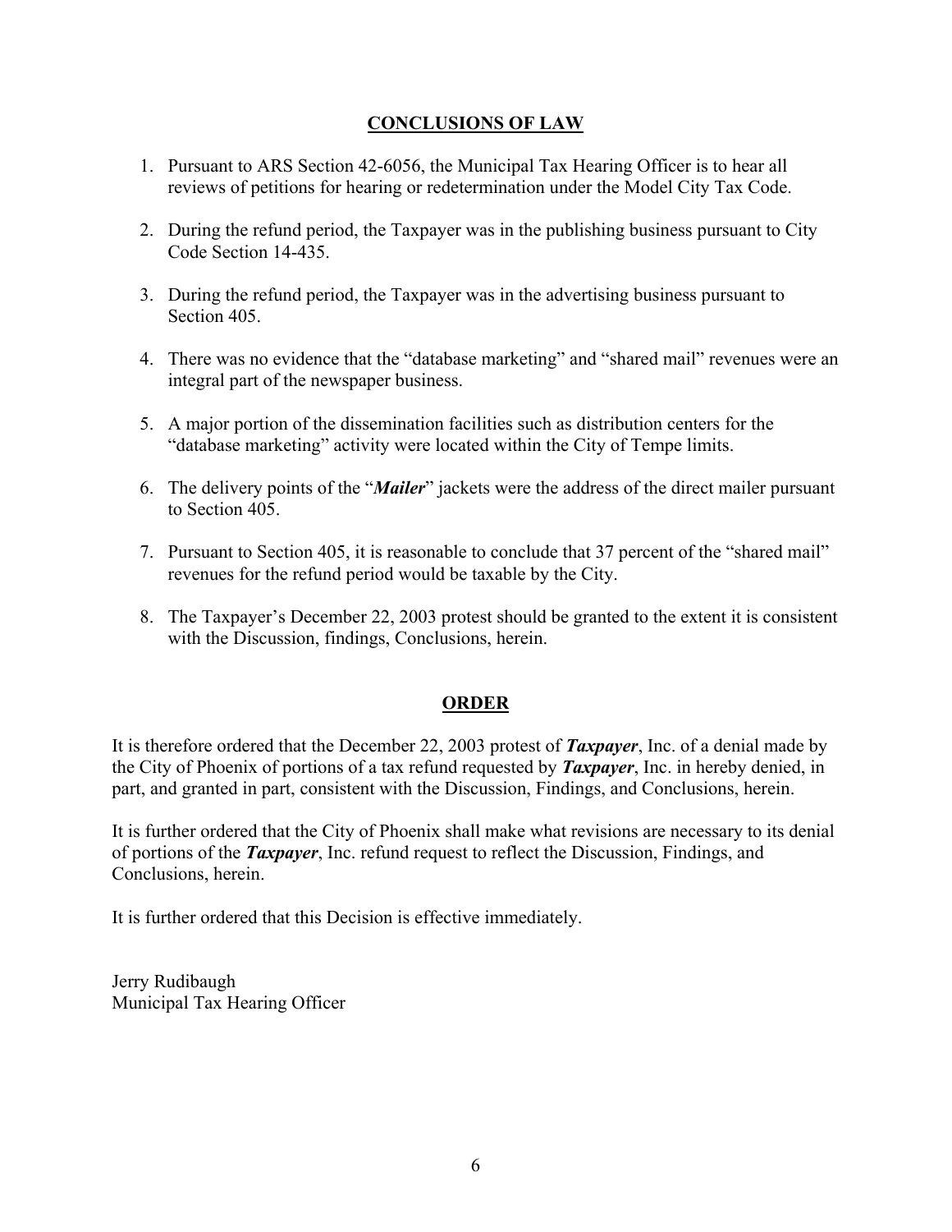## CONCLUSIONS OF LAW

1. Pursuant to ARS Section 42-6056, the Municipal Tax Hearing Officer is to hear all reviews of petitions for hearing or redetermination under the Model City Tax Code.

2. During the refund period, the Taxpayer was in the publishing business pursuant to City Code Section 14-435.

3. During the refund period, the Taxpayer was in the advertising business pursuant to Section 405.

4. There was no evidence that the "database marketing" and "shared mail" revenues were an integral part of the newspaper business.

5. A major portion of the dissemination facilities such as distribution centers for the "database marketing" activity were located within the City of Tempe limits.

6. The delivery points of the "***Mailer***" jackets were the address of the direct mailer pursuant to Section 405.

7. Pursuant to Section 405, it is reasonable to conclude that 37 percent of the "shared mail" revenues for the refund period would be taxable by the City.

8. The Taxpayer's December 22, 2003 protest should be granted to the extent it is consistent with the Discussion, findings, Conclusions, herein.

## ORDER

It is therefore ordered that the December 22, 2003 protest of ***Taxpayer***, Inc. of a denial made by the City of Phoenix of portions of a tax refund requested by ***Taxpayer***, Inc. in hereby denied, in part, and granted in part, consistent with the Discussion, Findings, and Conclusions, herein.

It is further ordered that the City of Phoenix shall make what revisions are necessary to its denial of portions of the ***Taxpayer***, Inc. refund request to reflect the Discussion, Findings, and Conclusions, herein.

It is further ordered that this Decision is effective immediately.

Jerry Rudibaugh
Municipal Tax Hearing Officer